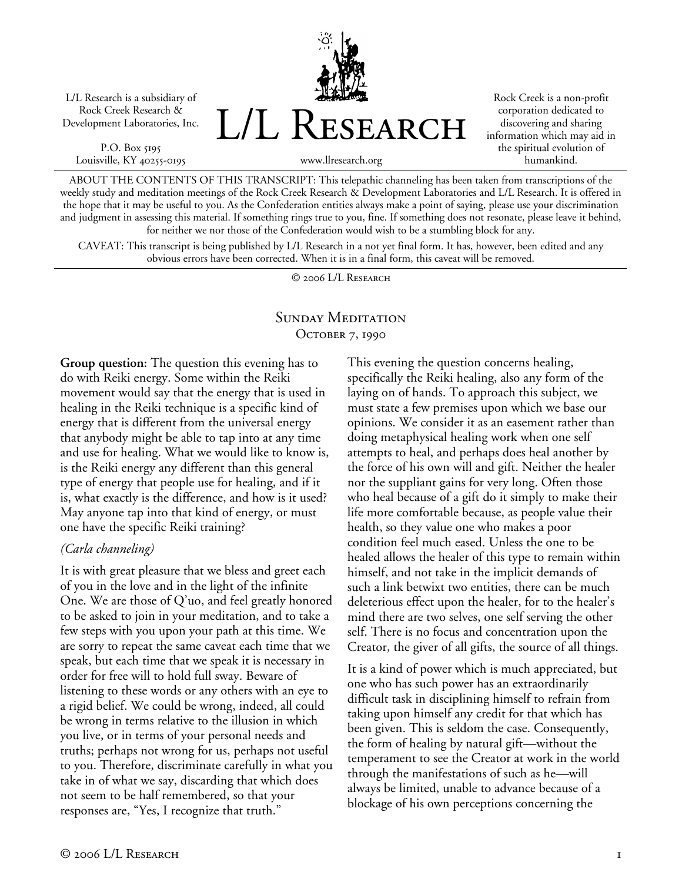L/L Research is a subsidiary of Rock Creek Research & Development Laboratories, Inc.

P.O. Box 5195
Louisville, KY 40255-0195

# L/L Research

www.llresearch.org

Rock Creek is a non-profit corporation dedicated to discovering and sharing information which may aid in the spiritual evolution of humankind.

ABOUT THE CONTENTS OF THIS TRANSCRIPT: This telepathic channeling has been taken from transcriptions of the weekly study and meditation meetings of the Rock Creek Research & Development Laboratories and L/L Research. It is offered in the hope that it may be useful to you. As the Confederation entities always make a point of saying, please use your discrimination and judgment in assessing this material. If something rings true to you, fine. If something does not resonate, please leave it behind, for neither we nor those of the Confederation would wish to be a stumbling block for any.

CAVEAT: This transcript is being published by L/L Research in a not yet final form. It has, however, been edited and any obvious errors have been corrected. When it is in a final form, this caveat will be removed.

© 2006 L/L Research

## Sunday Meditation
### October 7, 1990

**Group question:** The question this evening has to do with Reiki energy. Some within the Reiki movement would say that the energy that is used in healing in the Reiki technique is a specific kind of energy that is different from the universal energy that anybody might be able to tap into at any time and use for healing. What we would like to know is, is the Reiki energy any different than this general type of energy that people use for healing, and if it is, what exactly is the difference, and how is it used? May anyone tap into that kind of energy, or must one have the specific Reiki training?

*(Carla channeling)*

It is with great pleasure that we bless and greet each of you in the love and in the light of the infinite One. We are those of Q'uo, and feel greatly honored to be asked to join in your meditation, and to take a few steps with you upon your path at this time. We are sorry to repeat the same caveat each time that we speak, but each time that we speak it is necessary in order for free will to hold full sway. Beware of listening to these words or any others with an eye to a rigid belief. We could be wrong, indeed, all could be wrong in terms relative to the illusion in which you live, or in terms of your personal needs and truths; perhaps not wrong for us, perhaps not useful to you. Therefore, discriminate carefully in what you take in of what we say, discarding that which does not seem to be half remembered, so that your responses are, "Yes, I recognize that truth."

This evening the question concerns healing, specifically the Reiki healing, also any form of the laying on of hands. To approach this subject, we must state a few premises upon which we base our opinions. We consider it as an easement rather than doing metaphysical healing work when one self attempts to heal, and perhaps does heal another by the force of his own will and gift. Neither the healer nor the suppliant gains for very long. Often those who heal because of a gift do it simply to make their life more comfortable because, as people value their health, so they value one who makes a poor condition feel much eased. Unless the one to be healed allows the healer of this type to remain within himself, and not take in the implicit demands of such a link betwixt two entities, there can be much deleterious effect upon the healer, for to the healer's mind there are two selves, one self serving the other self. There is no focus and concentration upon the Creator, the giver of all gifts, the source of all things.

It is a kind of power which is much appreciated, but one who has such power has an extraordinarily difficult task in disciplining himself to refrain from taking upon himself any credit for that which has been given. This is seldom the case. Consequently, the form of healing by natural gift—without the temperament to see the Creator at work in the world through the manifestations of such as he—will always be limited, unable to advance because of a blockage of his own perceptions concerning the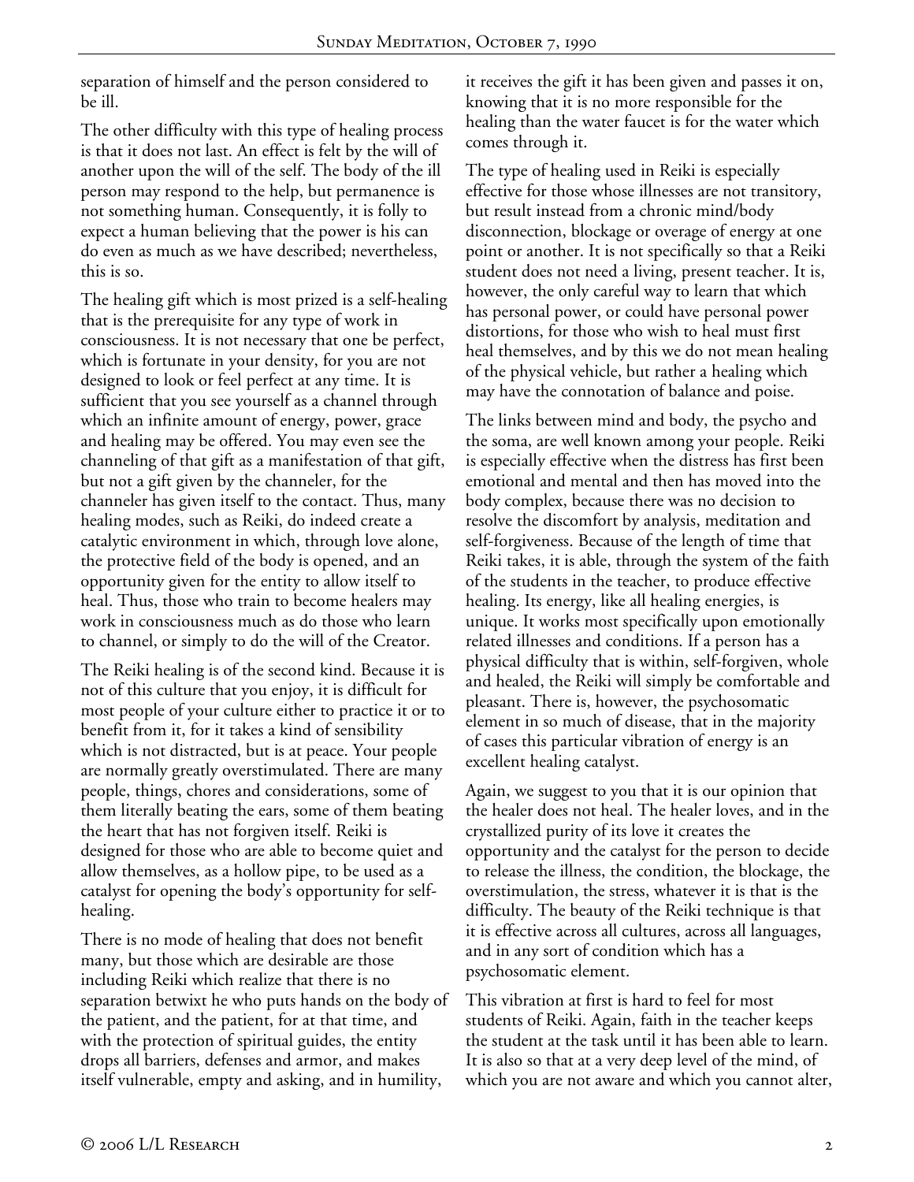separation of himself and the person considered to be ill.

The other difficulty with this type of healing process is that it does not last. An effect is felt by the will of another upon the will of the self. The body of the ill person may respond to the help, but permanence is not something human. Consequently, it is folly to expect a human believing that the power is his can do even as much as we have described; nevertheless, this is so.

The healing gift which is most prized is a self-healing that is the prerequisite for any type of work in consciousness. It is not necessary that one be perfect, which is fortunate in your density, for you are not designed to look or feel perfect at any time. It is sufficient that you see yourself as a channel through which an infinite amount of energy, power, grace and healing may be offered. You may even see the channeling of that gift as a manifestation of that gift, but not a gift given by the channeler, for the channeler has given itself to the contact. Thus, many healing modes, such as Reiki, do indeed create a catalytic environment in which, through love alone, the protective field of the body is opened, and an opportunity given for the entity to allow itself to heal. Thus, those who train to become healers may work in consciousness much as do those who learn to channel, or simply to do the will of the Creator.

The Reiki healing is of the second kind. Because it is not of this culture that you enjoy, it is difficult for most people of your culture either to practice it or to benefit from it, for it takes a kind of sensibility which is not distracted, but is at peace. Your people are normally greatly overstimulated. There are many people, things, chores and considerations, some of them literally beating the ears, some of them beating the heart that has not forgiven itself. Reiki is designed for those who are able to become quiet and allow themselves, as a hollow pipe, to be used as a catalyst for opening the body's opportunity for self-healing.

There is no mode of healing that does not benefit many, but those which are desirable are those including Reiki which realize that there is no separation betwixt he who puts hands on the body of the patient, and the patient, for at that time, and with the protection of spiritual guides, the entity drops all barriers, defenses and armor, and makes itself vulnerable, empty and asking, and in humility, it receives the gift it has been given and passes it on, knowing that it is no more responsible for the healing than the water faucet is for the water which comes through it.

The type of healing used in Reiki is especially effective for those whose illnesses are not transitory, but result instead from a chronic mind/body disconnection, blockage or overage of energy at one point or another. It is not specifically so that a Reiki student does not need a living, present teacher. It is, however, the only careful way to learn that which has personal power, or could have personal power distortions, for those who wish to heal must first heal themselves, and by this we do not mean healing of the physical vehicle, but rather a healing which may have the connotation of balance and poise.

The links between mind and body, the psycho and the soma, are well known among your people. Reiki is especially effective when the distress has first been emotional and mental and then has moved into the body complex, because there was no decision to resolve the discomfort by analysis, meditation and self-forgiveness. Because of the length of time that Reiki takes, it is able, through the system of the faith of the students in the teacher, to produce effective healing. Its energy, like all healing energies, is unique. It works most specifically upon emotionally related illnesses and conditions. If a person has a physical difficulty that is within, self-forgiven, whole and healed, the Reiki will simply be comfortable and pleasant. There is, however, the psychosomatic element in so much of disease, that in the majority of cases this particular vibration of energy is an excellent healing catalyst.

Again, we suggest to you that it is our opinion that the healer does not heal. The healer loves, and in the crystallized purity of its love it creates the opportunity and the catalyst for the person to decide to release the illness, the condition, the blockage, the overstimulation, the stress, whatever it is that is the difficulty. The beauty of the Reiki technique is that it is effective across all cultures, across all languages, and in any sort of condition which has a psychosomatic element.

This vibration at first is hard to feel for most students of Reiki. Again, faith in the teacher keeps the student at the task until it has been able to learn. It is also so that at a very deep level of the mind, of which you are not aware and which you cannot alter,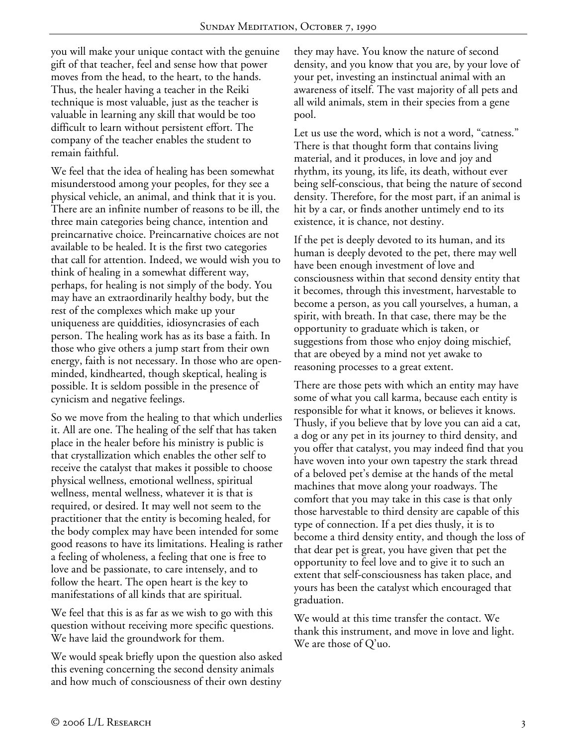you will make your unique contact with the genuine gift of that teacher, feel and sense how that power moves from the head, to the heart, to the hands. Thus, the healer having a teacher in the Reiki technique is most valuable, just as the teacher is valuable in learning any skill that would be too difficult to learn without persistent effort. The company of the teacher enables the student to remain faithful.

We feel that the idea of healing has been somewhat misunderstood among your peoples, for they see a physical vehicle, an animal, and think that it is you. There are an infinite number of reasons to be ill, the three main categories being chance, intention and preincarnative choice. Preincarnative choices are not available to be healed. It is the first two categories that call for attention. Indeed, we would wish you to think of healing in a somewhat different way, perhaps, for healing is not simply of the body. You may have an extraordinarily healthy body, but the rest of the complexes which make up your uniqueness are quiddities, idiosyncrasies of each person. The healing work has as its base a faith. In those who give others a jump start from their own energy, faith is not necessary. In those who are open-minded, kindhearted, though skeptical, healing is possible. It is seldom possible in the presence of cynicism and negative feelings.

So we move from the healing to that which underlies it. All are one. The healing of the self that has taken place in the healer before his ministry is public is that crystallization which enables the other self to receive the catalyst that makes it possible to choose physical wellness, emotional wellness, spiritual wellness, mental wellness, whatever it is that is required, or desired. It may well not seem to the practitioner that the entity is becoming healed, for the body complex may have been intended for some good reasons to have its limitations. Healing is rather a feeling of wholeness, a feeling that one is free to love and be passionate, to care intensely, and to follow the heart. The open heart is the key to manifestations of all kinds that are spiritual.

We feel that this is as far as we wish to go with this question without receiving more specific questions. We have laid the groundwork for them.

We would speak briefly upon the question also asked this evening concerning the second density animals and how much of consciousness of their own destiny they may have. You know the nature of second density, and you know that you are, by your love of your pet, investing an instinctual animal with an awareness of itself. The vast majority of all pets and all wild animals, stem in their species from a gene pool.

Let us use the word, which is not a word, "catness." There is that thought form that contains living material, and it produces, in love and joy and rhythm, its young, its life, its death, without ever being self-conscious, that being the nature of second density. Therefore, for the most part, if an animal is hit by a car, or finds another untimely end to its existence, it is chance, not destiny.

If the pet is deeply devoted to its human, and its human is deeply devoted to the pet, there may well have been enough investment of love and consciousness within that second density entity that it becomes, through this investment, harvestable to become a person, as you call yourselves, a human, a spirit, with breath. In that case, there may be the opportunity to graduate which is taken, or suggestions from those who enjoy doing mischief, that are obeyed by a mind not yet awake to reasoning processes to a great extent.

There are those pets with which an entity may have some of what you call karma, because each entity is responsible for what it knows, or believes it knows. Thusly, if you believe that by love you can aid a cat, a dog or any pet in its journey to third density, and you offer that catalyst, you may indeed find that you have woven into your own tapestry the stark thread of a beloved pet's demise at the hands of the metal machines that move along your roadways. The comfort that you may take in this case is that only those harvestable to third density are capable of this type of connection. If a pet dies thusly, it is to become a third density entity, and though the loss of that dear pet is great, you have given that pet the opportunity to feel love and to give it to such an extent that self-consciousness has taken place, and yours has been the catalyst which encouraged that graduation.

We would at this time transfer the contact. We thank this instrument, and move in love and light. We are those of Q'uo.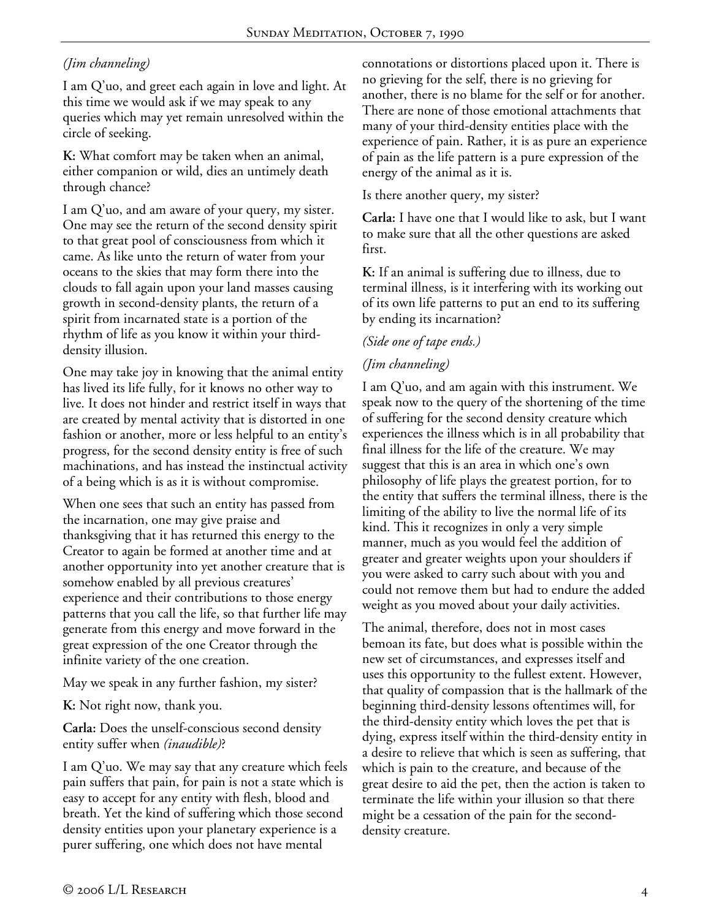*(Jim channeling)*

I am Q'uo, and greet each again in love and light. At this time we would ask if we may speak to any queries which may yet remain unresolved within the circle of seeking.

**K:** What comfort may be taken when an animal, either companion or wild, dies an untimely death through chance?

I am Q'uo, and am aware of your query, my sister. One may see the return of the second density spirit to that great pool of consciousness from which it came. As like unto the return of water from your oceans to the skies that may form there into the clouds to fall again upon your land masses causing growth in second-density plants, the return of a spirit from incarnated state is a portion of the rhythm of life as you know it within your third-density illusion.

One may take joy in knowing that the animal entity has lived its life fully, for it knows no other way to live. It does not hinder and restrict itself in ways that are created by mental activity that is distorted in one fashion or another, more or less helpful to an entity's progress, for the second density entity is free of such machinations, and has instead the instinctual activity of a being which is as it is without compromise.

When one sees that such an entity has passed from the incarnation, one may give praise and thanksgiving that it has returned this energy to the Creator to again be formed at another time and at another opportunity into yet another creature that is somehow enabled by all previous creatures' experience and their contributions to those energy patterns that you call the life, so that further life may generate from this energy and move forward in the great expression of the one Creator through the infinite variety of the one creation.

May we speak in any further fashion, my sister?

**K:** Not right now, thank you.

**Carla:** Does the unself-conscious second density entity suffer when *(inaudible)*?

I am Q'uo. We may say that any creature which feels pain suffers that pain, for pain is not a state which is easy to accept for any entity with flesh, blood and breath. Yet the kind of suffering which those second density entities upon your planetary experience is a purer suffering, one which does not have mental connotations or distortions placed upon it. There is no grieving for the self, there is no grieving for another, there is no blame for the self or for another. There are none of those emotional attachments that many of your third-density entities place with the experience of pain. Rather, it is as pure an experience of pain as the life pattern is a pure expression of the energy of the animal as it is.

Is there another query, my sister?

**Carla:** I have one that I would like to ask, but I want to make sure that all the other questions are asked first.

**K:** If an animal is suffering due to illness, due to terminal illness, is it interfering with its working out of its own life patterns to put an end to its suffering by ending its incarnation?

*(Side one of tape ends.)*

*(Jim channeling)*

I am Q'uo, and am again with this instrument. We speak now to the query of the shortening of the time of suffering for the second density creature which experiences the illness which is in all probability that final illness for the life of the creature. We may suggest that this is an area in which one's own philosophy of life plays the greatest portion, for to the entity that suffers the terminal illness, there is the limiting of the ability to live the normal life of its kind. This it recognizes in only a very simple manner, much as you would feel the addition of greater and greater weights upon your shoulders if you were asked to carry such about with you and could not remove them but had to endure the added weight as you moved about your daily activities.

The animal, therefore, does not in most cases bemoan its fate, but does what is possible within the new set of circumstances, and expresses itself and uses this opportunity to the fullest extent. However, that quality of compassion that is the hallmark of the beginning third-density lessons oftentimes will, for the third-density entity which loves the pet that is dying, express itself within the third-density entity in a desire to relieve that which is seen as suffering, that which is pain to the creature, and because of the great desire to aid the pet, then the action is taken to terminate the life within your illusion so that there might be a cessation of the pain for the second-density creature.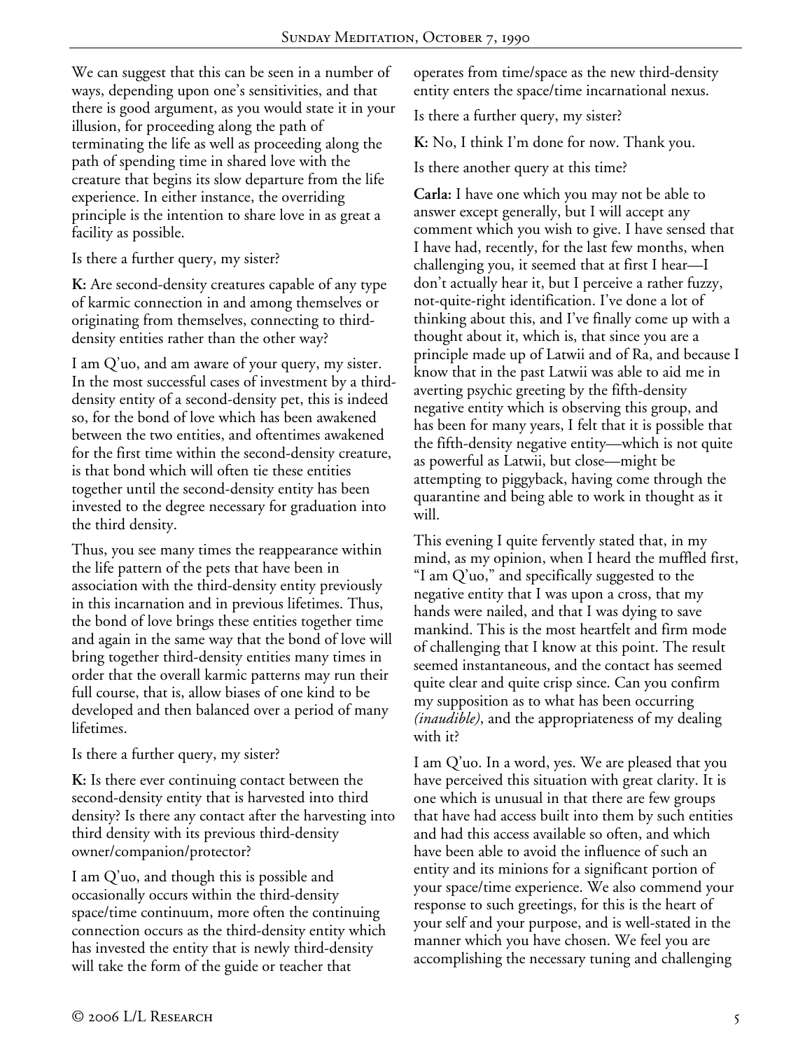We can suggest that this can be seen in a number of ways, depending upon one's sensitivities, and that there is good argument, as you would state it in your illusion, for proceeding along the path of terminating the life as well as proceeding along the path of spending time in shared love with the creature that begins its slow departure from the life experience. In either instance, the overriding principle is the intention to share love in as great a facility as possible.

Is there a further query, my sister?

**K:** Are second-density creatures capable of any type of karmic connection in and among themselves or originating from themselves, connecting to third-density entities rather than the other way?

I am Q'uo, and am aware of your query, my sister. In the most successful cases of investment by a third-density entity of a second-density pet, this is indeed so, for the bond of love which has been awakened between the two entities, and oftentimes awakened for the first time within the second-density creature, is that bond which will often tie these entities together until the second-density entity has been invested to the degree necessary for graduation into the third density.

Thus, you see many times the reappearance within the life pattern of the pets that have been in association with the third-density entity previously in this incarnation and in previous lifetimes. Thus, the bond of love brings these entities together time and again in the same way that the bond of love will bring together third-density entities many times in order that the overall karmic patterns may run their full course, that is, allow biases of one kind to be developed and then balanced over a period of many lifetimes.

Is there a further query, my sister?

**K:** Is there ever continuing contact between the second-density entity that is harvested into third density? Is there any contact after the harvesting into third density with its previous third-density owner/companion/protector?

I am Q'uo, and though this is possible and occasionally occurs within the third-density space/time continuum, more often the continuing connection occurs as the third-density entity which has invested the entity that is newly third-density will take the form of the guide or teacher that operates from time/space as the new third-density entity enters the space/time incarnational nexus.

Is there a further query, my sister?

**K:** No, I think I'm done for now. Thank you.

Is there another query at this time?

**Carla:** I have one which you may not be able to answer except generally, but I will accept any comment which you wish to give. I have sensed that I have had, recently, for the last few months, when challenging you, it seemed that at first I hear—I don't actually hear it, but I perceive a rather fuzzy, not-quite-right identification. I've done a lot of thinking about this, and I've finally come up with a thought about it, which is, that since you are a principle made up of Latwii and of Ra, and because I know that in the past Latwii was able to aid me in averting psychic greeting by the fifth-density negative entity which is observing this group, and has been for many years, I felt that it is possible that the fifth-density negative entity—which is not quite as powerful as Latwii, but close—might be attempting to piggyback, having come through the quarantine and being able to work in thought as it will.

This evening I quite fervently stated that, in my mind, as my opinion, when I heard the muffled first, "I am Q'uo," and specifically suggested to the negative entity that I was upon a cross, that my hands were nailed, and that I was dying to save mankind. This is the most heartfelt and firm mode of challenging that I know at this point. The result seemed instantaneous, and the contact has seemed quite clear and quite crisp since. Can you confirm my supposition as to what has been occurring *(inaudible)*, and the appropriateness of my dealing with it?

I am Q'uo. In a word, yes. We are pleased that you have perceived this situation with great clarity. It is one which is unusual in that there are few groups that have had access built into them by such entities and had this access available so often, and which have been able to avoid the influence of such an entity and its minions for a significant portion of your space/time experience. We also commend your response to such greetings, for this is the heart of your self and your purpose, and is well-stated in the manner which you have chosen. We feel you are accomplishing the necessary tuning and challenging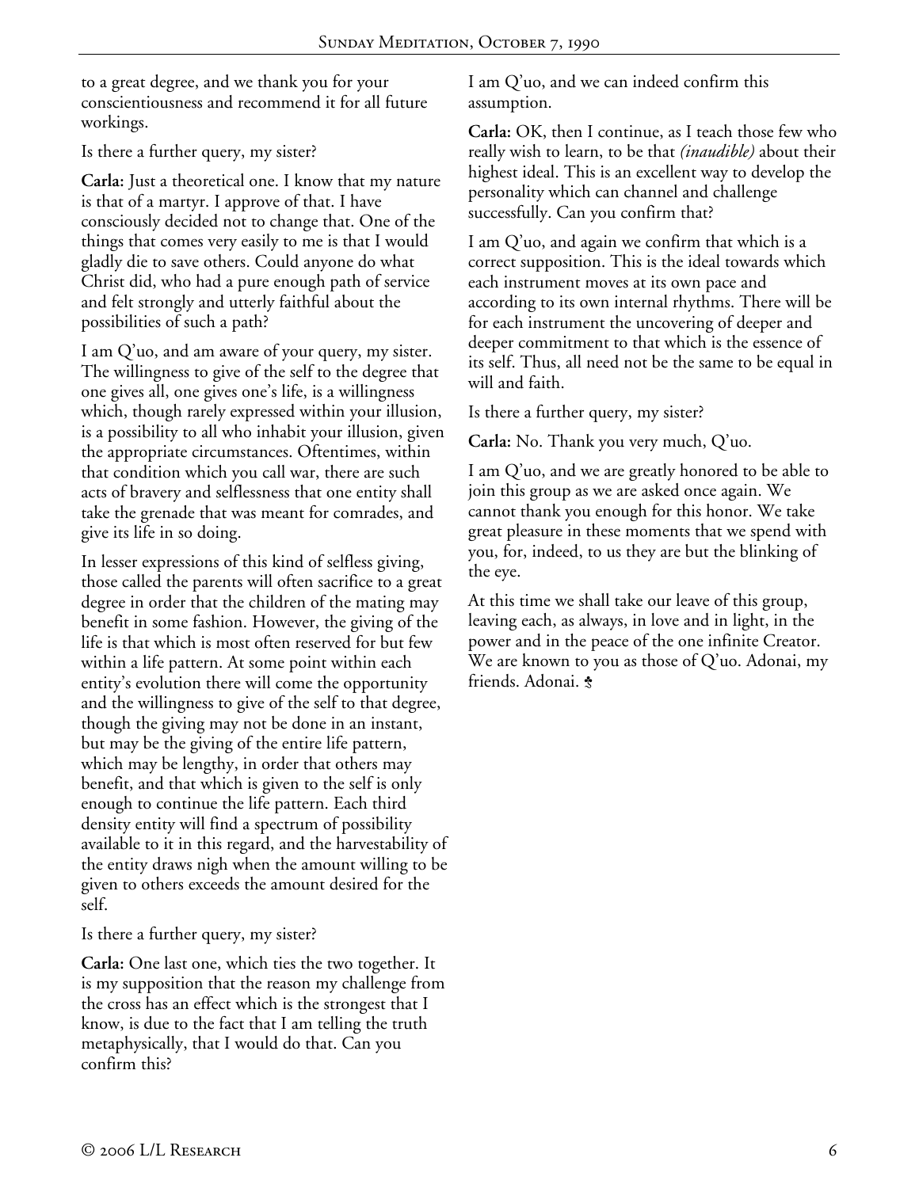to a great degree, and we thank you for your conscientiousness and recommend it for all future workings.

Is there a further query, my sister?

**Carla:** Just a theoretical one. I know that my nature is that of a martyr. I approve of that. I have consciously decided not to change that. One of the things that comes very easily to me is that I would gladly die to save others. Could anyone do what Christ did, who had a pure enough path of service and felt strongly and utterly faithful about the possibilities of such a path?

I am Q'uo, and am aware of your query, my sister. The willingness to give of the self to the degree that one gives all, one gives one's life, is a willingness which, though rarely expressed within your illusion, is a possibility to all who inhabit your illusion, given the appropriate circumstances. Oftentimes, within that condition which you call war, there are such acts of bravery and selflessness that one entity shall take the grenade that was meant for comrades, and give its life in so doing.

In lesser expressions of this kind of selfless giving, those called the parents will often sacrifice to a great degree in order that the children of the mating may benefit in some fashion. However, the giving of the life is that which is most often reserved for but few within a life pattern. At some point within each entity's evolution there will come the opportunity and the willingness to give of the self to that degree, though the giving may not be done in an instant, but may be the giving of the entire life pattern, which may be lengthy, in order that others may benefit, and that which is given to the self is only enough to continue the life pattern. Each third density entity will find a spectrum of possibility available to it in this regard, and the harvestability of the entity draws nigh when the amount willing to be given to others exceeds the amount desired for the self.

Is there a further query, my sister?

**Carla:** One last one, which ties the two together. It is my supposition that the reason my challenge from the cross has an effect which is the strongest that I know, is due to the fact that I am telling the truth metaphysically, that I would do that. Can you confirm this?

I am Q'uo, and we can indeed confirm this assumption.

**Carla:** OK, then I continue, as I teach those few who really wish to learn, to be that *(inaudible)* about their highest ideal. This is an excellent way to develop the personality which can channel and challenge successfully. Can you confirm that?

I am Q'uo, and again we confirm that which is a correct supposition. This is the ideal towards which each instrument moves at its own pace and according to its own internal rhythms. There will be for each instrument the uncovering of deeper and deeper commitment to that which is the essence of its self. Thus, all need not be the same to be equal in will and faith.

Is there a further query, my sister?

**Carla:** No. Thank you very much, Q'uo.

I am Q'uo, and we are greatly honored to be able to join this group as we are asked once again. We cannot thank you enough for this honor. We take great pleasure in these moments that we spend with you, for, indeed, to us they are but the blinking of the eye.

At this time we shall take our leave of this group, leaving each, as always, in love and in light, in the power and in the peace of the one infinite Creator. We are known to you as those of Q'uo. Adonai, my friends. Adonai.